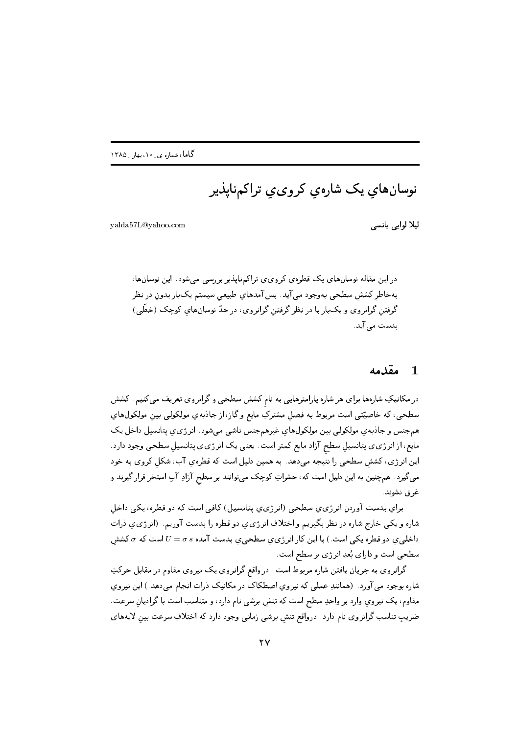# نوسان‌هایِ یک شاره‌یِ کرویِ تراکم‌ناپذیر

لیلا لوایی یانسی

yalda57L@yahoo.com

در این مقاله نوسان‌هایِ یک قطره‌یِ کرویِ تراکم‌ناپذیر بررسی می‌شود. این نوسان‌ها، به‌خاطرِ کششِ سطحی به‌وجود می‌آید. بس‌آمدهایِ طبیعیِ سیستم یک‌بار بدونِ در نظر گرفتنِ گرانروی و یک‌بار با در نظر گرفتنِ گرانروی، در حدّ نوسان‌هایِ کوچک (خطّی) بدست می‌آید.

## 1 مقدمه

در مکانیکِ شاره‌ها برایِ هر شاره پارامترهایی به نامِ کششِ سطحی و گرانروی تعریف می‌کنیم. کششِ سطحی، که خاصیّتی است مربوط به فصلِ مشترکِ مایع و گاز، از جاذبه‌یِ مولکولی بینِ مولکول‌هایِ هم‌جنس و جاذبه‌یِ مولکولی بینِ مولکول‌هایِ غیرهم‌جنس ناشی می‌شود. انرژی‌یِ پتانسیلِ داخلِ یک مایع، از انرژی‌یِ پتانسیلِ سطحِ آزادِ مایع کمتر است. یعنی یک انرژی‌یِ پتانسیلِ سطحی وجود دارد. این انرژی، کششِ سطحی را نتیجه می‌دهد. به همین دلیل است که قطره‌یِ آب، شکلِ کروی به خود می‌گیرد. هم‌چنین به این دلیل است که، حشراتِ کوچک می‌توانند بر سطحِ آزادِ آبِ استخر قرار گیرند و غرق نشوند.

برایِ بدست آوردنِ انرژی‌یِ سطحی (انرژی‌یِ پتانسیل) کافی است که دو قطره، یکی داخلِ شاره و یکی خارجِ شاره در نظر بگیریم و اختلافِ انرژی‌یِ دو قطره را بدست آوریم. (انرژی‌یِ ذراتِ داخلی‌یِ دو قطره یکی است.) با این کار انرژی‌یِ سطحی‌یِ بدست آمده $U = \sigma\, s$ است که $\sigma$ کششِ سطحی است و دارای بُعدِ انرژی بر سطح است.

گرانروی به جریان یافتنِ شاره مربوط است. درواقع گرانروی یک نیرویِ مقاوم در مقابلِ حرکتِ شاره بوجود می‌آورد. (همانندِ عملی که نیرویِ اصطکاک در مکانیک ذرات انجام می‌دهد.) این نیرویِ مقاوم، یک نیرویِ وارد بر واحدِ سطح است که تنشِ برشی نام دارد، و متناسب است با گرادیانِ سرعت. ضریبِ تناسب گرانروی نام دارد. درواقع تنشِ برشی زمانی وجود دارد که اختلافِ سرعت بینِ لایه‌هایِ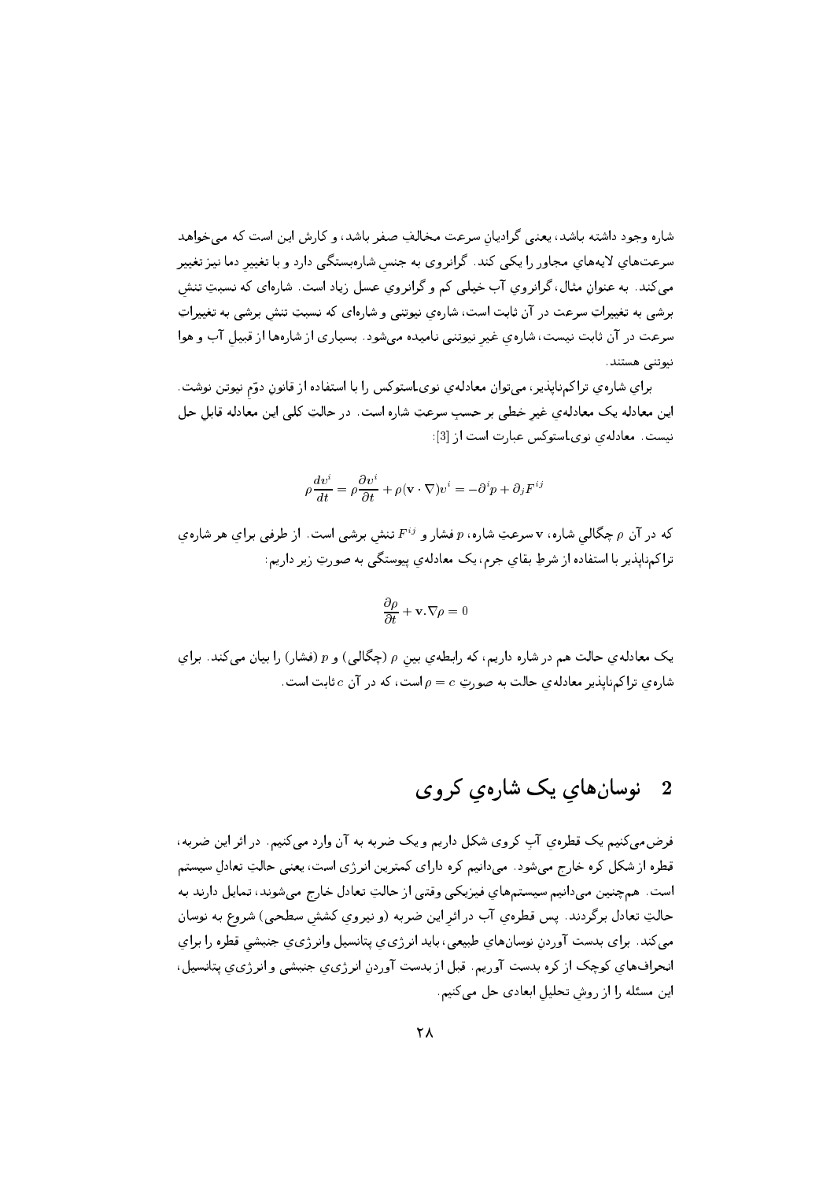شاره وجود داشته باشد، یعنی گرادیانِ سرعت مخالفِ صفر باشد، و کارش این است که می‌خواهد سرعت‌هایِ لایه‌هایِ مجاور را یکی کند. گرانروی به جنسِ شاره‌بستگی دارد و با تغییرِ دما نیز تغییر می‌کند. به عنوانِ مثال، گرانرویِ آب خیلی کم و گرانرویِ عسل زیاد است. شاره‌ای که نسبتِ تنشِ برشی به تغییراتِ سرعت در آن ثابت است، شاره‌یِ نیوتنی و شاره‌ای که نسبتِ تنشِ برشی به تغییراتِ سرعت در آن ثابت نیست، شاره‌یِ غیرِ نیوتنی نامیده می‌شود. بسیاری از شاره‌ها از قبیلِ آب و هوا نیوتنی هستند.

برایِ شاره‌یِ تراکم‌ناپذیر، می‌توان معادله‌یِ نوی‌استوکس را با استفاده از قانونِ دوّمِ نیوتن نوشت. این معادله یک معادله‌یِ غیرِ خطی بر حسبِ سرعتِ شاره است. در حالتِ کلی این معادله قابلِ حل نیست. معادله‌یِ نوی‌استوکس عبارت است از [3]:

$$\rho\frac{dv^i}{dt} = \rho\frac{\partial v^i}{\partial t} + \rho(\mathbf{v}\cdot\nabla)v^i = -\partial^i p + \partial_j F^{ij}$$

که در آن $\rho$ چگالیِ شاره، $\mathbf{v}$ سرعتِ شاره، $p$ فشار و $F^{ij}$ تنشِ برشی است. از طرفی برایِ هر شاره‌یِ تراکم‌ناپذیر با استفاده از شرطِ بقایِ جرم، یک معادله‌یِ پیوستگی به صورتِ زیر داریم:

$$\frac{\partial\rho}{\partial t} + \mathbf{v}.\nabla\rho = 0$$

یک معادله‌یِ حالت هم در شاره داریم، که رابطه‌یِ بینِ $\rho$ (چگالی) و $p$ (فشار) را بیان می‌کند. برایِ شاره‌یِ تراکم‌ناپذیر معادله‌یِ حالت به صورتِ $\rho = c$ است، که در آن $c$ ثابت است.

## 2 نوسان‌هایِ یک شاره‌یِ کروی

فرض می‌کنیم یک قطره‌یِ آبِ کروی شکل داریم و یک ضربه به آن وارد می‌کنیم. در اثر این ضربه، قطره از شکلِ کره خارج می‌شود. می‌دانیم کره دارایِ کمترین انرژی است، یعنی حالتِ تعادلِ سیستم است. هم‌چنین می‌دانیم سیستم‌هایِ فیزیکی وقتی از حالتِ تعادل خارج می‌شوند، تمایل دارند به حالتِ تعادل برگردند. پس قطره‌یِ آب در اثرِ این ضربه (و نیرویِ کششِ سطحی) شروع به نوسان می‌کند. برایِ بدست آوردنِ نوسان‌هایِ طبیعی، باید انرژی‌یِ پتانسیل و انرژی‌یِ جنبشیِ قطره را برایِ انحراف‌هایِ کوچک از کره بدست آوریم. قبل از بدست آوردنِ انرژی‌یِ جنبشی و انرژی‌یِ پتانسیل، این مسئله را از روشِ تحلیلِ ابعادی حل می‌کنیم.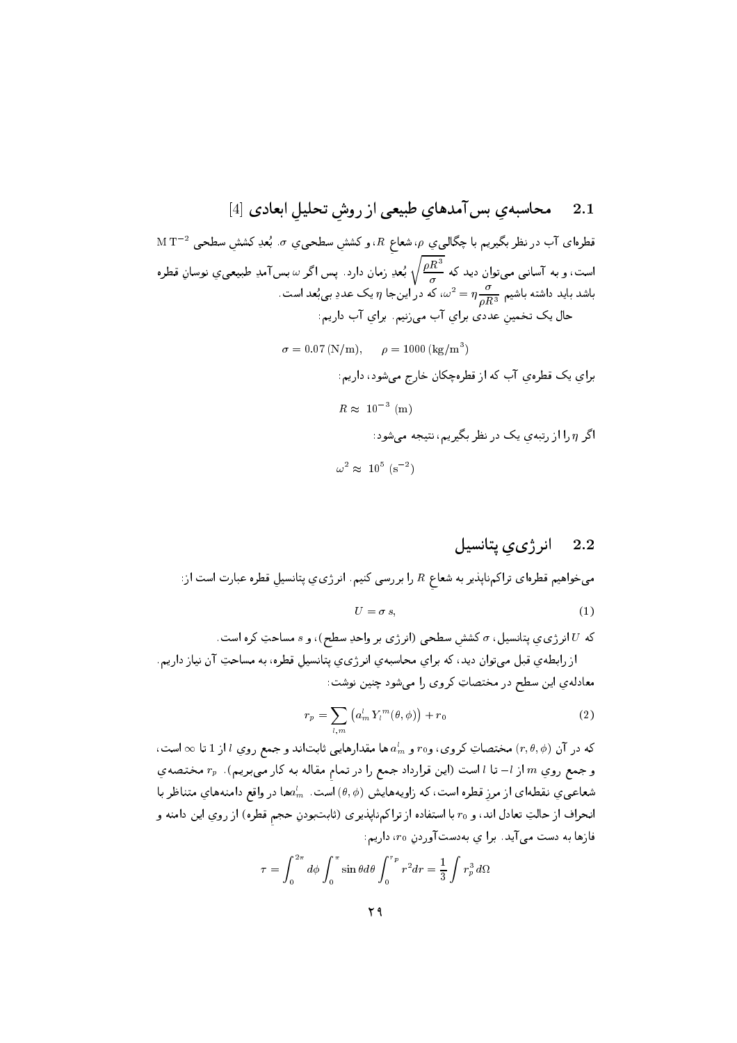## 2.1 محاسبه‌ي بس‌آمدهاي طبيعي از روشِ تحليلِ ابعادي [4]

قطره‌اي آب در نظر بگيريم با چگاليِ $\rho$، شعاعِ $R$، و كششِ سطحي‌ي $\sigma$. بُعدِ كششِ سطحي $\mathrm{M\,T^{-2}}$ است، و به آساني مي‌توان ديد كه $\sqrt{\dfrac{\rho R^3}{\sigma}}$ بُعدِ زمان دارد. پس اگر $\omega$ بس‌آمدِ طبيعي‌ي نوسانِ قطره باشد بايد داشته باشيم $\omega^2 = \eta \dfrac{\sigma}{\rho R^3}$، كه در اين‌جا $\eta$ يک عددِ بي‌بُعد است.

حال يک تخمينِ عددي براي آب مي‌زنيم. براي آب داريم:

$$\sigma = 0.07\,(\mathrm{N/m}), \qquad \rho = 1000\,(\mathrm{kg/m^3})$$

براي يک قطره‌ي آب كه از قطره‌چكان خارج مي‌شود، داريم:

$$R \approx 10^{-3}\ (\mathrm{m})$$

اگر $\eta$ را از رتبه‌ي يک در نظر بگيريم، نتيجه مي‌شود:

$$\omega^2 \approx 10^5\ (\mathrm{s^{-2}})$$

## 2.2 انرژي‌ي پتانسيل

مي‌خواهيم قطره‌اي تراكم‌ناپذير به شعاعِ $R$ را بررسي كنيم. انرژي‌ي پتانسيلِ قطره عبارت است از:

$$U = \sigma\, s, \tag{1}$$

كه $U$ انرژي‌ي پتانسيل، $\sigma$ كششِ سطحي (انرژي بر واحدِ سطح)، و $s$ مساحتِ كره است.

از رابطه‌ي قبل مي‌توان ديد، كه براي محاسبه‌ي انرژي‌ي پتانسيلِ قطره، به مساحتِ آن نياز داريم. معادله‌ي اين سطح در مختصاتِ كروي را مي‌شود چنين نوشت:

$$r_p = \sum_{l,m} \left( a^l_m\, Y_l^{\,m}(\theta,\phi) \right) + r_0 \tag{2}$$

كه در آن $(r,\theta,\phi)$ مختصاتِ كروي، و$r_0$ و $a^l_m$ها مقدارهايي ثابت‌اند و جمع روي $l$ از 1 تا $\infty$ است، و جمع روي $m$ از $-l$ تا $l$ است (اين قرارداد جمع را در تمامِ مقاله به كار مي‌بريم). $r_p$ مختصه‌ي شعاعي‌ي نقطه‌اي از مرزِ قطره است، كه زاويه‌هايش $(\theta,\phi)$ است. $a^l_m$ها در واقع دامنه‌هاي متناظر با انحراف از حالتِ تعادل اند، و $r_0$ با استفاده از تراكم‌ناپذيري (ثابت‌بودنِ حجمِ قطره) از روي اين دامنه و فازها به دست مي‌آيد. براي به‌دست‌آوردنِ $r_0$، داريم:

$$\tau = \int_0^{2\pi} d\phi \int_0^{\pi} \sin\theta d\theta \int_0^{r_p} r^2 dr = \frac{1}{3} \int r_p^3\, d\Omega$$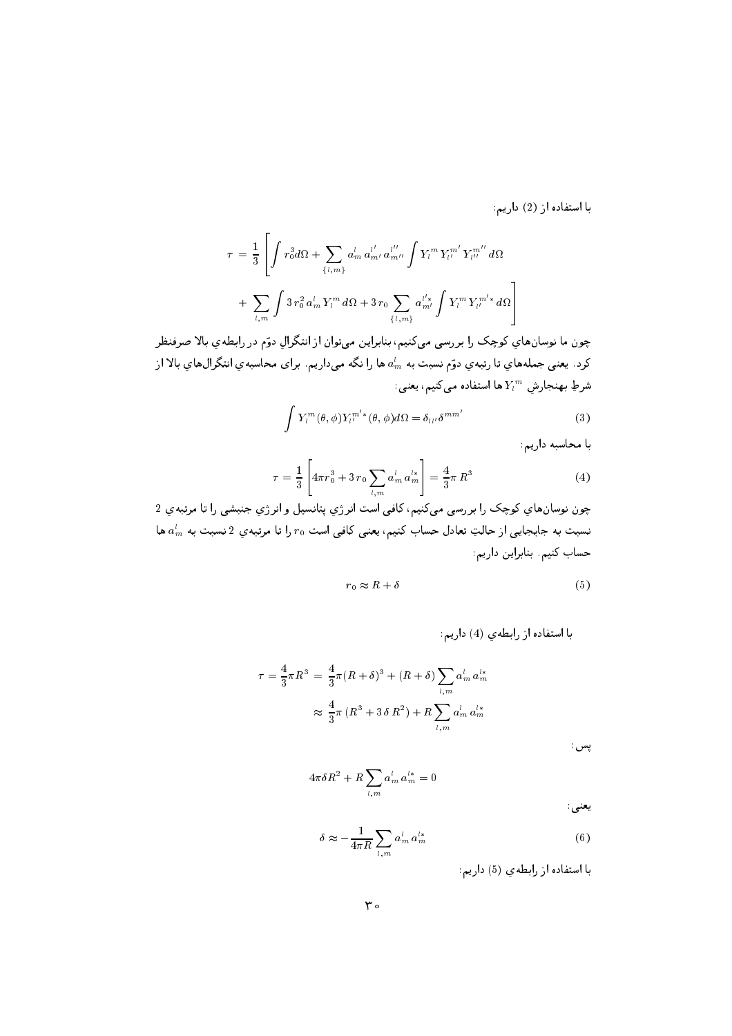با استفاده از (2) داریم:

$$\tau = \frac{1}{3}\left[\int r_0^3 d\Omega + \sum_{\{l,m\}} a_m^l\, a_{m'}^{l'}\, a_{m''}^{l''} \int Y_l^m\, Y_{l'}^{m'}\, Y_{l''}^{m''}\, d\Omega \right.$$
$$\left. + \sum_{l,m} \int 3\, r_0^2\, a_m^l\, Y_l^m\, d\Omega + 3\, r_0 \sum_{\{l,m\}} a_{m'}^{l'*} \int Y_l^m\, Y_{l'}^{m'*}\, d\Omega \right]$$

چون ما نوسان‌هایِ کوچک را بررسی می‌کنیم، بنابراین می‌توان از انتگرالِ دوّم در رابطه‌یِ بالا صرف‌نظر کرد. یعنی جمله‌هایِ تا رتبه‌یِ دوّم نسبت به $a_m^l$ ها را نگه می‌داریم. برای محاسبه‌یِ انتگرال‌هایِ بالا از شرطِ بهنجارشِ $Y_l^m$ ها استفاده می‌کنیم، یعنی:

$$\int Y_l^m(\theta,\phi) Y_{l'}^{m'*}(\theta,\phi) d\Omega = \delta_{ll'}\delta^{mm'} \tag{3}$$

با محاسبه داریم:

$$\tau = \frac{1}{3}\left[4\pi r_0^3 + 3\, r_0 \sum_{l,m} a_m^l\, a_m^{l*}\right] = \frac{4}{3}\pi\, R^3 \tag{4}$$

چون نوسان‌هایِ کوچک را بررسی می‌کنیم، کافی است انرژیِ پتانسیل و انرژیِ جنبشی را تا مرتبه‌یِ 2 نسبت به جابجایی از حالتِ تعادل حساب کنیم، یعنی کافی است $r_0$ را تا مرتبه‌یِ 2 نسبت به $a_m^l$ ها حساب کنیم. بنابراین داریم:

$$r_0 \approx R + \delta \tag{5}$$

با استفاده از رابطه‌یِ (4) داریم:

$$\tau = \frac{4}{3}\pi R^3 = \frac{4}{3}\pi(R+\delta)^3 + (R+\delta)\sum_{l,m} a_m^l\, a_m^{l*}$$
$$\approx \frac{4}{3}\pi\,(R^3 + 3\,\delta\, R^2) + R\sum_{l,m} a_m^l\, a_m^{l*}$$

پس:

$$4\pi\delta R^2 + R\sum_{l,m} a_m^l\, a_m^{l*} = 0$$

یعنی:

$$\delta \approx -\frac{1}{4\pi R}\sum_{l,m} a_m^l\, a_m^{l*} \tag{6}$$

با استفاده از رابطه‌یِ (5) داریم: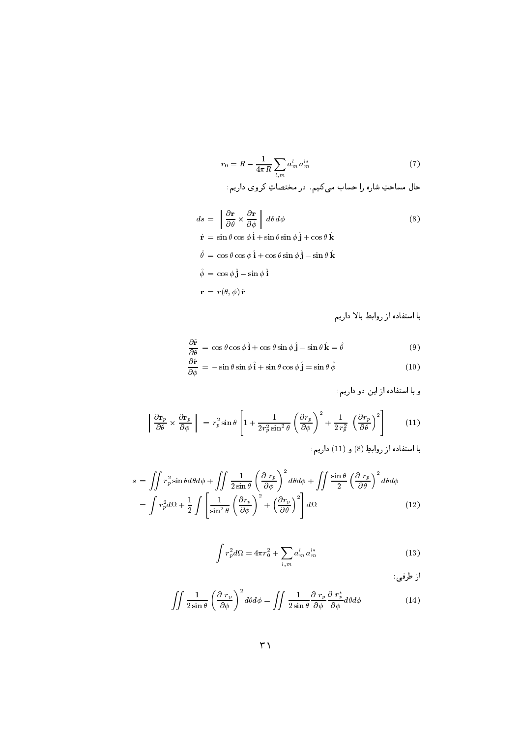$$r_0 = R - \frac{1}{4\pi R}\sum_{l,m} a_m^l\, a_m^{l*} \tag{7}$$

حال مساحتِ شاره را حساب می‌کنیم. در مختصاتِ کروی داریم:

$$ds = \left| \frac{\partial \mathbf{r}}{\partial \theta} \times \frac{\partial \mathbf{r}}{\partial \phi} \right| d\theta\, d\phi \tag{8}$$

$$\hat{\mathbf{r}} = \sin\theta\cos\phi\,\hat{\mathbf{i}} + \sin\theta\sin\phi\,\hat{\mathbf{j}} + \cos\theta\,\hat{\mathbf{k}}$$

$$\hat{\theta} = \cos\theta\cos\phi\,\hat{\mathbf{i}} + \cos\theta\sin\phi\,\hat{\mathbf{j}} - \sin\theta\,\hat{\mathbf{k}}$$

$$\hat{\phi} = \cos\phi\,\hat{\mathbf{j}} - \sin\phi\,\hat{\mathbf{i}}$$

$$\mathbf{r} = r(\theta,\phi)\,\hat{\mathbf{r}}$$

با استفاده از روابطِ بالا داریم:

$$\frac{\partial \hat{\mathbf{r}}}{\partial \theta} = \cos\theta\cos\phi\,\hat{\mathbf{i}} + \cos\theta\sin\phi\,\hat{\mathbf{j}} - \sin\theta\,\hat{\mathbf{k}} = \hat{\theta} \tag{9}$$

$$\frac{\partial \hat{\mathbf{r}}}{\partial \phi} = -\sin\theta\sin\phi\,\hat{\mathbf{i}} + \sin\theta\cos\phi\,\hat{\mathbf{j}} = \sin\theta\,\hat{\phi} \tag{10}$$

و با استفاده از این دو داریم:

$$\left| \frac{\partial \mathbf{r}_p}{\partial \theta} \times \frac{\partial \mathbf{r}_p}{\partial \phi} \right| = r_p^2 \sin\theta \left[ 1 + \frac{1}{2 r_p^2 \sin^2\theta}\left(\frac{\partial r_p}{\partial \phi}\right)^2 + \frac{1}{2\, r_p^2}\left(\frac{\partial r_p}{\partial \theta}\right)^2 \right] \tag{11}$$

با استفاده از روابطِ (8) و (11) داریم:

$$\begin{aligned} s &= \iint r_p^2 \sin\theta d\theta d\phi + \iint \frac{1}{2\sin\theta}\left(\frac{\partial\, r_p}{\partial \phi}\right)^2 d\theta d\phi + \iint \frac{\sin\theta}{2}\left(\frac{\partial\, r_p}{\partial \theta}\right)^2 d\theta d\phi \\ &= \int r_p^2 d\Omega + \frac{1}{2}\int \left[ \frac{1}{\sin^2\theta}\left(\frac{\partial r_p}{\partial \phi}\right)^2 + \left(\frac{\partial r_p}{\partial \theta}\right)^2 \right] d\Omega \end{aligned} \tag{12}$$

$$\int r_p^2 d\Omega = 4\pi r_0^2 + \sum_{l,m} a_m^l\, a_m^{l*} \tag{13}$$

از طرفی:

$$\iint \frac{1}{2\sin\theta}\left(\frac{\partial\, r_p}{\partial \phi}\right)^2 d\theta d\phi = \iint \frac{1}{2\sin\theta}\frac{\partial\, r_p}{\partial \phi}\frac{\partial\, r_p^*}{\partial \phi} d\theta d\phi \tag{14}$$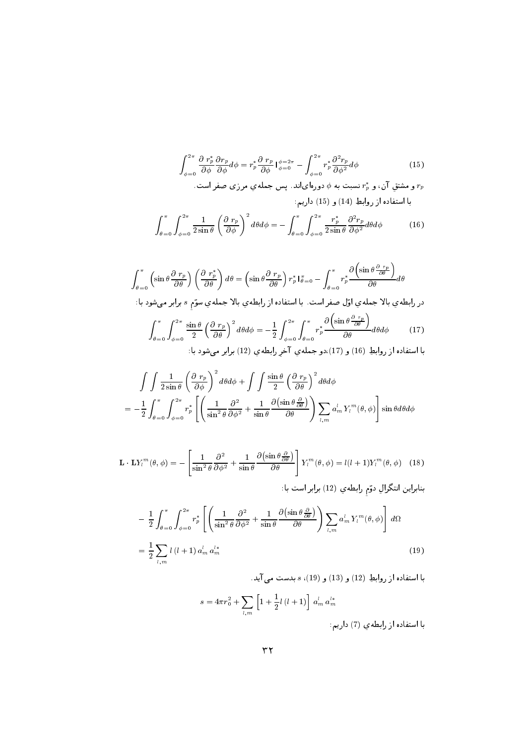$$\int_{\phi=0}^{2\pi} \frac{\partial\, r_p^*}{\partial \phi} \frac{\partial r_p}{\partial \phi} d\phi = r_p^* \frac{\partial\, r_p}{\partial \phi} \Big|_{\phi=0}^{\phi=2\pi} - \int_{\phi=0}^{2\pi} r_p^* \frac{\partial^2 r_p}{\partial \phi^2} d\phi \tag{15}$$

$r_p$ و مشتقِ آن، و $r_p^*$ نسبت به $\phi$ دوره‌ای‌اند. پس جمله‌ی مرزی صفر است.

با استفاده از روابطِ (14) و (15) داریم:

$$\int_{\theta=0}^{\pi} \int_{\phi=0}^{2\pi} \frac{1}{2\sin\theta} \left( \frac{\partial\, r_p}{\partial \phi} \right)^2 d\theta d\phi = - \int_{\theta=0}^{\pi} \int_{\phi=0}^{2\pi} \frac{r_p^*}{2\sin\theta} \frac{\partial^2 r_p}{\partial \phi^2} d\theta d\phi \tag{16}$$

$$\int_{\theta=0}^{\pi} \left( \sin\theta \frac{\partial\, r_p}{\partial \theta} \right) \left( \frac{\partial\, r_p^*}{\partial \theta} \right) d\theta = \left( \sin\theta \frac{\partial\, r_p}{\partial \theta} \right) r_p^* \Big|_{\theta=0}^{\pi} - \int_{\theta=0}^{\pi} r_p^* \frac{\partial \left( \sin\theta \frac{\partial\, r_p}{\partial \theta} \right)}{\partial \theta} d\theta$$

در رابطه‌ی بالا جمله‌ی اوّل صفر است. با استفاده از رابطه‌ی بالا جمله‌ی سوّمِ $s$ برابر می‌شود با:

$$\int_{\theta=0}^{\pi} \int_{\phi=0}^{2\pi} \frac{\sin\theta}{2} \left( \frac{\partial\, r_p}{\partial \theta} \right)^2 d\theta d\phi = -\frac{1}{2} \int_{\phi=0}^{2\pi} \int_{\theta=0}^{\pi} r_p^* \frac{\partial \left( \sin\theta \frac{\partial\, r_p}{\partial \theta} \right)}{\partial \theta} d\theta d\phi \tag{17}$$

با استفاده از روابطِ (16) و (17)،دو جمله‌ی آخرِ رابطه‌ی (12) برابر می‌شود با:

$$\begin{aligned} &\int\int \frac{1}{2\sin\theta} \left( \frac{\partial\, r_p}{\partial \phi} \right)^2 d\theta d\phi + \int\int \frac{\sin\theta}{2} \left( \frac{\partial\, r_p}{\partial \theta} \right)^2 d\theta d\phi \\ &= -\frac{1}{2} \int_{\theta=0}^{\pi} \int_{\phi=0}^{2\pi} r_p^* \left[ \left( \frac{1}{\sin^2\theta} \frac{\partial^2}{\partial \phi^2} + \frac{1}{\sin\theta} \frac{\partial \left( \sin\theta \frac{\partial}{\partial \theta} \right)}{\partial \theta} \right) \sum_{l,m} a_m^l\, Y_l^m(\theta,\phi) \right] \sin\theta d\theta d\phi \end{aligned}$$

$$\mathbf{L}\cdot\mathbf{L} Y_l^m(\theta,\phi) = -\left[ \frac{1}{\sin^2\theta} \frac{\partial^2}{\partial \phi^2} + \frac{1}{\sin\theta} \frac{\partial \left( \sin\theta \frac{\partial}{\partial \theta} \right)}{\partial \theta} \right] Y_l^m(\theta,\phi) = l(l+1) Y_l^m(\theta,\phi) \tag{18}$$

بنابراین انتگرالِ دوّمِ رابطه‌ی (12) برابر است با:

$$\begin{aligned} &-\frac{1}{2} \int_{\theta=0}^{\pi} \int_{\phi=0}^{2\pi} r_p^* \left[ \left( \frac{1}{\sin^2\theta} \frac{\partial^2}{\partial \phi^2} + \frac{1}{\sin\theta} \frac{\partial \left( \sin\theta \frac{\partial}{\partial \theta} \right)}{\partial \theta} \right) \sum_{l,m} a_m^l\, Y_l^m(\theta,\phi) \right] d\Omega \\ &= \frac{1}{2} \sum_{l,m} l\,(l+1)\, a_m^l\, a_m^{l*} \end{aligned} \tag{19}$$

با استفاده از روابطِ (12) و (13) و (19)، $s$ بدست می‌آید.

$$s = 4\pi r_0^2 + \sum_{l,m} \left[ 1 + \frac{1}{2} l\,(l+1) \right] a_m^l\, a_m^{l*}$$

با استفاده از رابطه‌ی (7) داریم: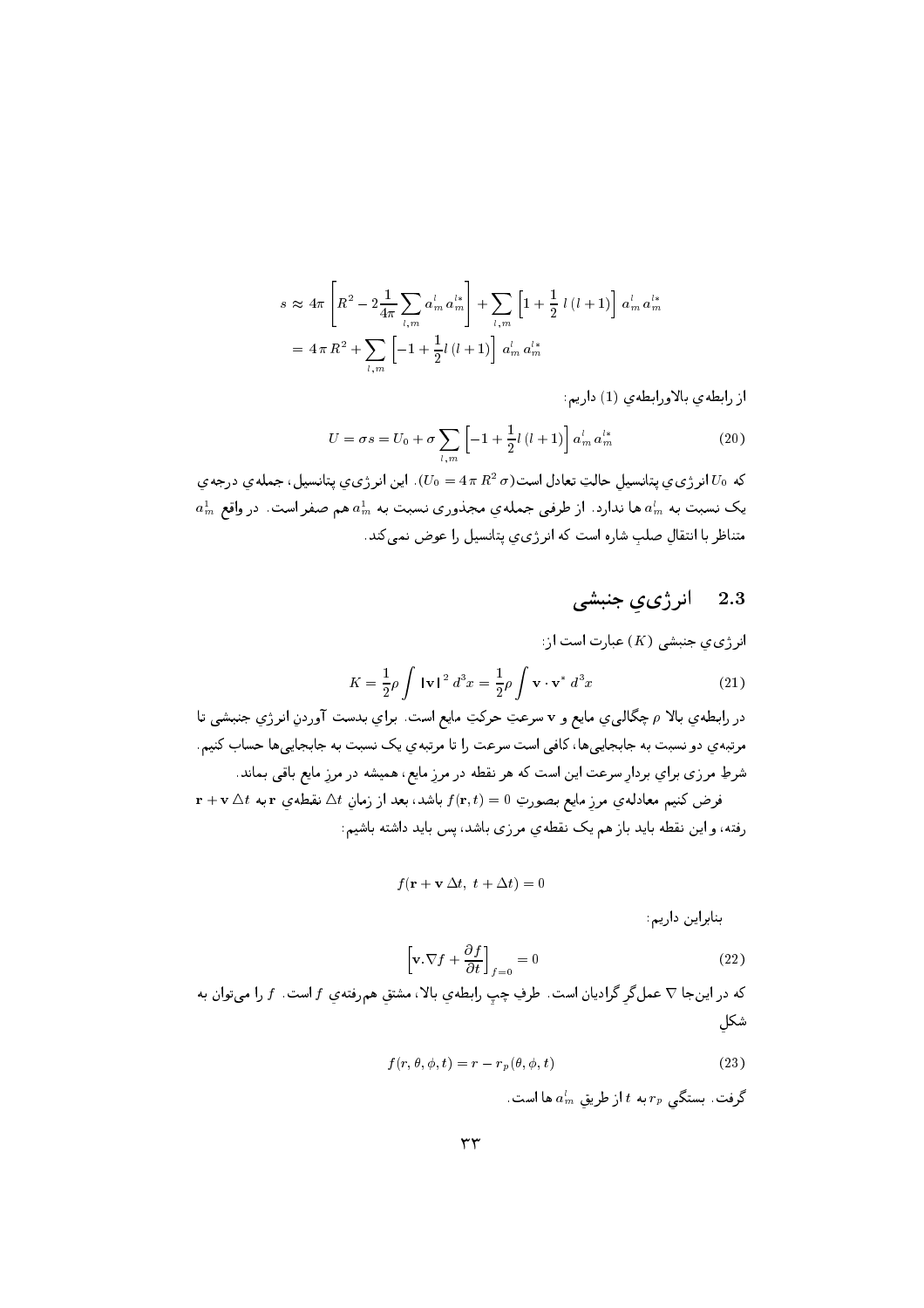$$s \approx 4\pi \left[ R^2 - 2\frac{1}{4\pi} \sum_{l,m} a_m^l \, a_m^{l*} \right] + \sum_{l,m} \left[ 1 + \frac{1}{2} \, l \, (l+1) \right] a_m^l \, a_m^{l*}$$

$$= 4\,\pi\, R^2 + \sum_{l,m} \left[ -1 + \frac{1}{2} l \, (l+1) \right] \, a_m^l \, a_m^{l*}$$

از رابطه‌ی بالاورابطه‌ی (1) داریم:

$$U = \sigma s = U_0 + \sigma \sum_{l,m} \left[ -1 + \frac{1}{2} l \, (l+1) \right] a_m^l \, a_m^{l*} \tag{20}$$

که $U_0$ انرژی‌ی پتانسیلِ حالتِ تعادل است($U_0 = 4\,\pi\, R^2\, \sigma$). این انرژی‌ی پتانسیل، جمله‌ی درجه‌ی یک نسبت به $a_m^l$ ها ندارد. از طرفی جمله‌ی مجذوری نسبت به $a_m^1$ هم صفر است. در واقع $a_m^1$ متناظر با انتقالِ صلبِ شاره است که انرژی‌ی پتانسیل را عوض نمی‌کند.

## 2.3 انرژی‌ی جنبشی

انرژی‌ی جنبشی ($K$) عبارت است از:

$$K = \frac{1}{2}\rho \int |\mathbf{v}|^2 \, d^3x = \frac{1}{2}\rho \int \mathbf{v} \cdot \mathbf{v}^* \, d^3x \tag{21}$$

در رابطه‌ی بالا $\rho$ چگالی‌ی مایع و $\mathbf{v}$ سرعتِ حرکتِ مایع است. برای بدست آوردنِ انرژیِ جنبشی تا مرتبه‌ی دو نسبت به جابجایی‌ها، کافی است سرعت را تا مرتبه‌ی یک نسبت به جابجایی‌ها حساب کنیم. شرطِ مرزی برایِ بردارِ سرعت این است که هر نقطه در مرزِ مایع، همیشه در مرزِ مایع باقی بماند.

فرض کنیم معادله‌ی مرزِ مایع بصورتِ $f(\mathbf{r}, t) = 0$ باشد، بعد از زمانِ $\Delta t$ نقطه‌ی $\mathbf{r}$ به $\mathbf{r} + \mathbf{v}\,\Delta t$ رفته، و این نقطه باید باز هم یک نقطه‌ی مرزی باشد، پس باید داشته باشیم:

$$f(\mathbf{r} + \mathbf{v}\,\Delta t,\; t + \Delta t) = 0$$

بنابراین داریم:

$$\left[ \mathbf{v} . \nabla f + \frac{\partial f}{\partial t} \right]_{f=0} = 0 \tag{22}$$

که در این‌جا $\nabla$ عملگرِ گرادیان است. طرفِ چپِ رابطه‌ی بالا، مشتقِ هم‌رفته‌ی $f$ است. $f$ را می‌توان به شکلِ

$$f(r, \theta, \phi, t) = r - r_p(\theta, \phi, t) \tag{23}$$

گرفت. بستگی $r_p$ به $t$ از طریقِ $a_m^l$ ها است.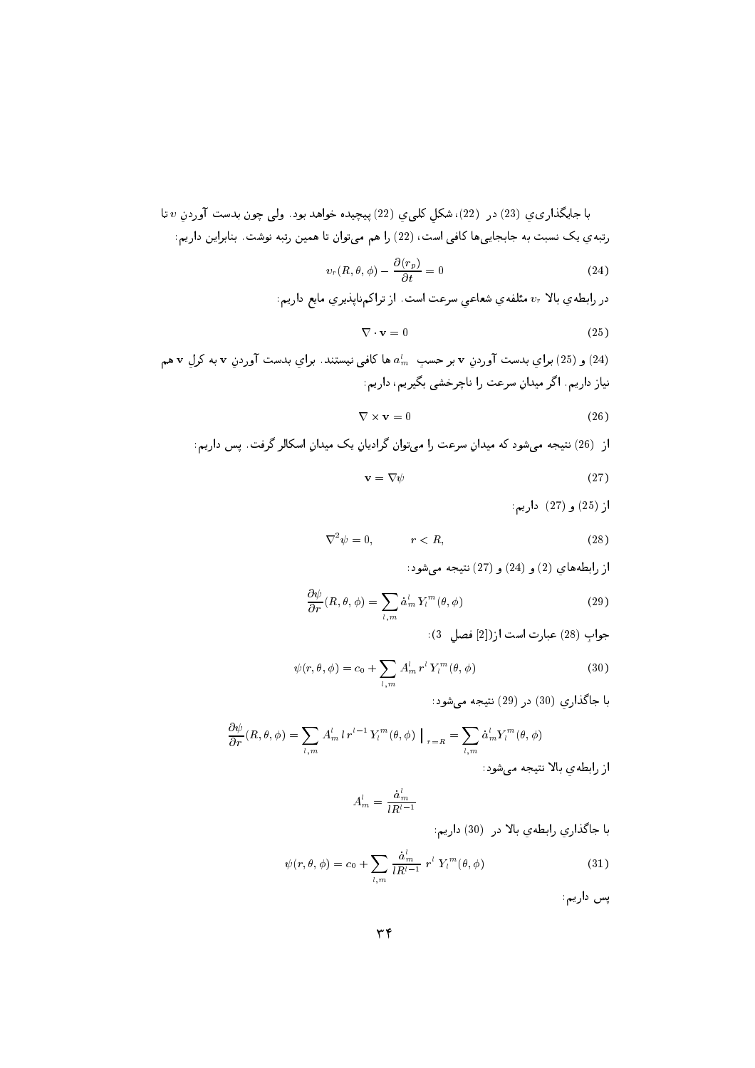با جایگذاریِ (23) در (22)، شکلِ کلیِ (22) پیچیده خواهد بود. ولی چون بدست آوردنِ $v$ تا رتبه‌ی یک نسبت به جابجایی‌ها کافی است، (22) را هم می‌توان تا همین رتبه نوشت. بنابراین داریم:

$$v_r(R,\theta,\phi) - \frac{\partial(r_p)}{\partial t} = 0 \tag{24}$$

در رابطه‌ی بالا $v_r$ مئلفه‌ی شعاعیِ سرعت است. از تراکم‌ناپذیریِ مایع داریم:

$$\nabla \cdot \mathbf{v} = 0 \tag{25}$$

(24) و (25) برای بدست آوردنِ $\mathbf{v}$ بر حسبِ $a^l_m$ ها کافی نیستند. برای بدست آوردنِ $\mathbf{v}$ به کرلِ $\mathbf{v}$ هم نیاز داریم. اگر میدانِ سرعت را ناچرخشی بگیریم، داریم:

$$\nabla \times \mathbf{v} = 0 \tag{26}$$

از (26) نتیجه می‌شود که میدانِ سرعت را می‌توان گرادیانِ یک میدانِ اسکالر گرفت. پس داریم:

$$\mathbf{v} = \nabla\psi \tag{27}$$

از (25) و (27) داریم:

$$\nabla^2\psi = 0, \qquad r < R, \tag{28}$$

از رابطه‌های (2) و (24) و (27) نتیجه می‌شود:

$$\frac{\partial\psi}{\partial r}(R,\theta,\phi) = \sum_{l,m} \dot{a}^l_m \, Y_l^m(\theta,\phi) \tag{29}$$

جوابِ (28) عبارت است از([2] فصلِ 3):

$$\psi(r,\theta,\phi) = c_0 + \sum_{l,m} A^l_m \, r^l \, Y_l^m(\theta,\phi) \tag{30}$$

با جاگذاریِ (30) در (29) نتیجه می‌شود:

$$\frac{\partial\psi}{\partial r}(R,\theta,\phi) = \sum_{l,m} A^l_m \, l \, r^{l-1} \, Y_l^m(\theta,\phi) \ \Big|_{\,r=R} = \sum_{l,m} \dot{a}^l_m Y_l^m(\theta,\phi)$$

از رابطه‌ی بالا نتیجه می‌شود:

$$A^l_m = \frac{\dot{a}^l_m}{lR^{l-1}}$$

با جاگذاریِ رابطه‌ی بالا در (30) داریم:

$$\psi(r,\theta,\phi) = c_0 + \sum_{l,m} \frac{\dot{a}^l_m}{lR^{l-1}} \, r^l \, Y_l^m(\theta,\phi) \tag{31}$$

پس داریم: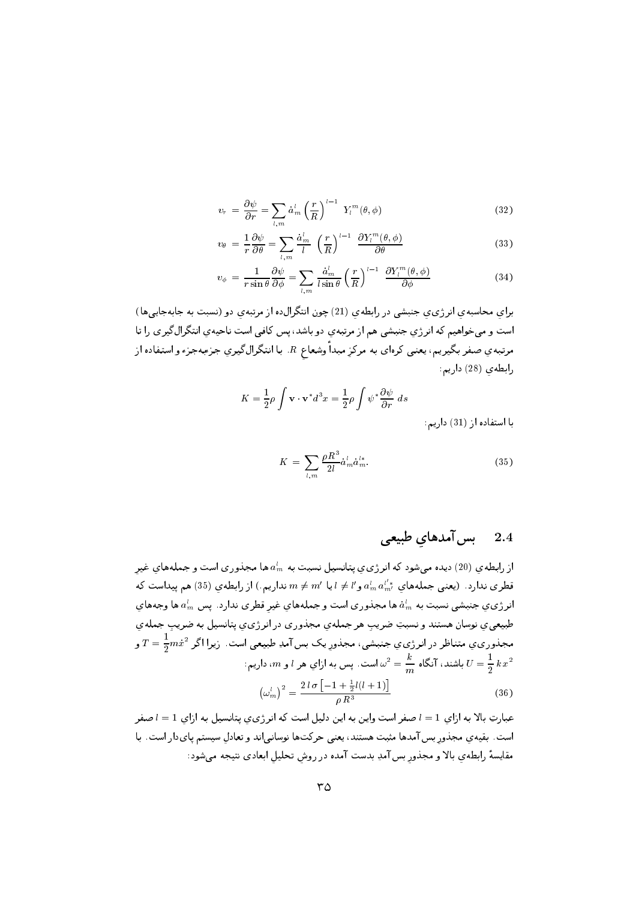$$v_r = \frac{\partial\psi}{\partial r} = \sum_{l,m} \dot{a}^l_m \left(\frac{r}{R}\right)^{l-1} Y^m_l(\theta,\phi) \tag{32}$$

$$v_\theta = \frac{1}{r}\frac{\partial\psi}{\partial\theta} = \sum_{l,m} \frac{\dot{a}^l_m}{l} \left(\frac{r}{R}\right)^{l-1} \frac{\partial Y^m_l(\theta,\phi)}{\partial\theta} \tag{33}$$

$$v_\phi = \frac{1}{r\sin\theta}\frac{\partial\psi}{\partial\phi} = \sum_{l,m} \frac{\dot{a}^l_m}{l\sin\theta} \left(\frac{r}{R}\right)^{l-1} \frac{\partial Y^m_l(\theta,\phi)}{\partial\phi} \tag{34}$$

براي محاسبه‌ي انرژي‌ي جنبشي در رابطه‌ي (21) چون انتگرال‌ده از مرتبه‌ي دو (نسبت به جابه‌جايي‌ها) است و مي‌خواهيم که انرژي جنبشي هم از مرتبه‌ي دو باشد، پس کافي است ناحيه‌ي انتگرال‌گيري را تا مرتبه‌ي صفر بگيريم، يعني کره‌اي به مرکزِ مبدأ وشعاع $R$. با انتگرال‌گيري جزءبه‌جزء و استفاده از رابطه‌ي (28) داريم:

$$K = \frac{1}{2}\rho\int \mathbf{v}\cdot\mathbf{v}^* d^3x = \frac{1}{2}\rho\int \psi^*\frac{\partial\psi}{\partial r}\, ds$$

با استفاده از (31) داريم:

$$K = \sum_{l,m} \frac{\rho R^3}{2l}\dot{a}^l_m \dot{a}^{l*}_m. \tag{35}$$

## 2.4 بس‌آمدهاي طبيعي

از رابطه‌ي (20) ديده مي‌شود که انرژي‌ي پتانسيل نسبت به $a^l_m$ها مجذوري است و جمله‌هاي غيرِ قطري ندارد. (يعني جمله‌هاي $a^l_m a^{l'*}_{m'}$ و $l \neq l'$ يا $m \neq m'$ نداريم.) از رابطه‌ي (35) هم پيداست که انرژي‌ي جنبشي نسبت به $\dot{a}^l_m$ها مجذوري است و جمله‌هاي غيرِ قطري ندارد. پس $a^l_m$ها وجه‌هاي طبيعي‌ي نوسان هستند و نسبتِ ضريبِ هر جمله‌ي مجذوري در انرژي‌ي پتانسيل به ضريبِ جمله‌ي مجذوري‌ي متناظر در انرژي‌ي جنبشي، مجذورِ يک بس‌آمدِ طبيعي است. زيرا اگر $T = \frac{1}{2}m\dot{x}^2$ و $U = \frac{1}{2}kx^2$ باشند، آنگاه $\omega^2 = \frac{k}{m}$ است. پس به ازاي هر $l$ و $m$، داريم:

$$\left(\omega^l_m\right)^2 = \frac{2\,l\,\sigma\left[-1+\frac{1}{2}l(l+1)\right]}{\rho\,R^3} \tag{36}$$

عبارتِ بالا به ازاي $l = 1$ صفر است واين به اين دليل است که انرژي‌ي پتانسيل به ازاي $l = 1$ صفر است. بقيه‌ي مجذورِ بس‌آمدها مثبت هستند، يعني حرکت‌ها نوساني‌اند و تعادلِ سيستم پاي‌دار است. با مقايسهٔ رابطه‌ي بالا و مجذورِ بس‌آمدِ بدست آمده در روشِ تحليلِ ابعادي نتيجه مي‌شود: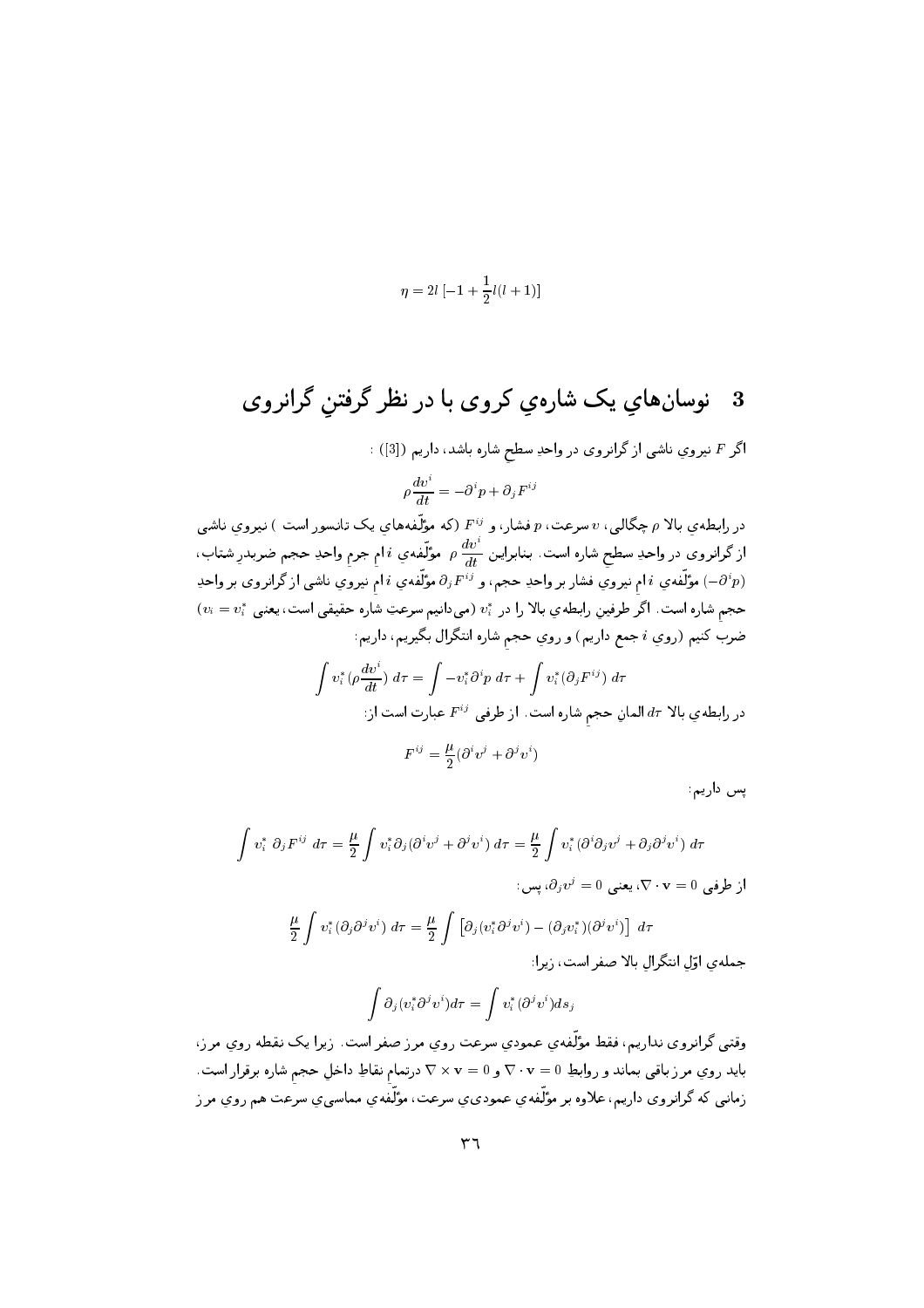$$\eta = 2l\ [-1 + \frac{1}{2}l(l+1)]$$

## 3 نوسان‌هایِ یک شاره‌یِ کروی با در نظر گرفتنِ گرانروی

اگر $F$ نیرویِ ناشی از گرانروی در واحدِ سطحِ شاره باشد، داریم ([3]) :

$$\rho \frac{dv^i}{dt} = -\partial^i p + \partial_j F^{ij}$$

در رابطه‌یِ بالا $\rho$ چگالی، $v$ سرعت، $p$ فشار، و $F^{ij}$ (که مؤلّفه‌هایِ یک تانسور است ) نیرویِ ناشی از گرانروی در واحدِ سطحِ شاره است. بنابراین $\rho\ \frac{dv^i}{dt}$ مؤلّفه‌یِ $i$ امِ جرمِ واحدِ حجم ضربدرِ شتاب، $(-\partial^i p)$ مؤلّفه‌یِ $i$ امِ نیرویِ فشار بر واحدِ حجم، و $\partial_j F^{ij}$ مؤلّفه‌یِ $i$ امِ نیرویِ ناشی از گرانروی بر واحدِ حجمِ شاره است. اگر طرفینِ رابطه‌یِ بالا را در $v_i^*$ (می‌دانیم سرعتِ شاره حقیقی است، یعنی $v_i = v_i^*$) ضرب کنیم (رویِ $i$ جمع داریم) و رویِ حجمِ شاره انتگرال بگیریم، داریم:

$$\int v_i^* (\rho \frac{dv^i}{dt})\ d\tau = \int -v_i^* \partial^i p\ d\tau + \int v_i^* (\partial_j F^{ij})\ d\tau$$

در رابطه‌یِ بالا $d\tau$ المانِ حجمِ شاره است. از طرفی $F^{ij}$ عبارت است از:

$$F^{ij} = \frac{\mu}{2}(\partial^i v^j + \partial^j v^i)$$

پس داریم:

$$\int v_i^*\ \partial_j F^{ij}\ d\tau = \frac{\mu}{2} \int v_i^* \partial_j (\partial^i v^j + \partial^j v^i)\ d\tau = \frac{\mu}{2} \int v_i^* (\partial^i \partial_j v^j + \partial_j \partial^j v^i)\ d\tau$$

از طرفی $\nabla \cdot \mathbf{v} = 0$، یعنی $\partial_j v^j = 0$، پس:

$$\frac{\mu}{2} \int v_i^* (\partial_j \partial^j v^i)\ d\tau = \frac{\mu}{2} \int \left[ \partial_j (v_i^* \partial^j v^i) - (\partial_j v_i^*)(\partial^j v^i) \right]\ d\tau$$

جمله‌یِ اوّلِ انتگرالِ بالا صفر است، زیرا:

$$\int \partial_j (v_i^* \partial^j v^i) d\tau = \int v_i^* (\partial^j v^i) ds_j$$

وقتی گرانروی نداریم، فقط مؤلّفه‌یِ عمودیِ سرعت رویِ مرز صفر است. زیرا یک نقطه رویِ مرز، باید رویِ مرز باقی بماند و روابطِ $\nabla \cdot \mathbf{v} = 0$ و $\nabla \times \mathbf{v} = 0$ درتمامِ نقاطِ داخلِ حجمِ شاره برقرار است. زمانی که گرانروی داریم، علاوه بر مؤلّفه‌یِ عمودی‌یِ سرعت، مؤلّفه‌یِ مماسی‌یِ سرعت هم رویِ مرز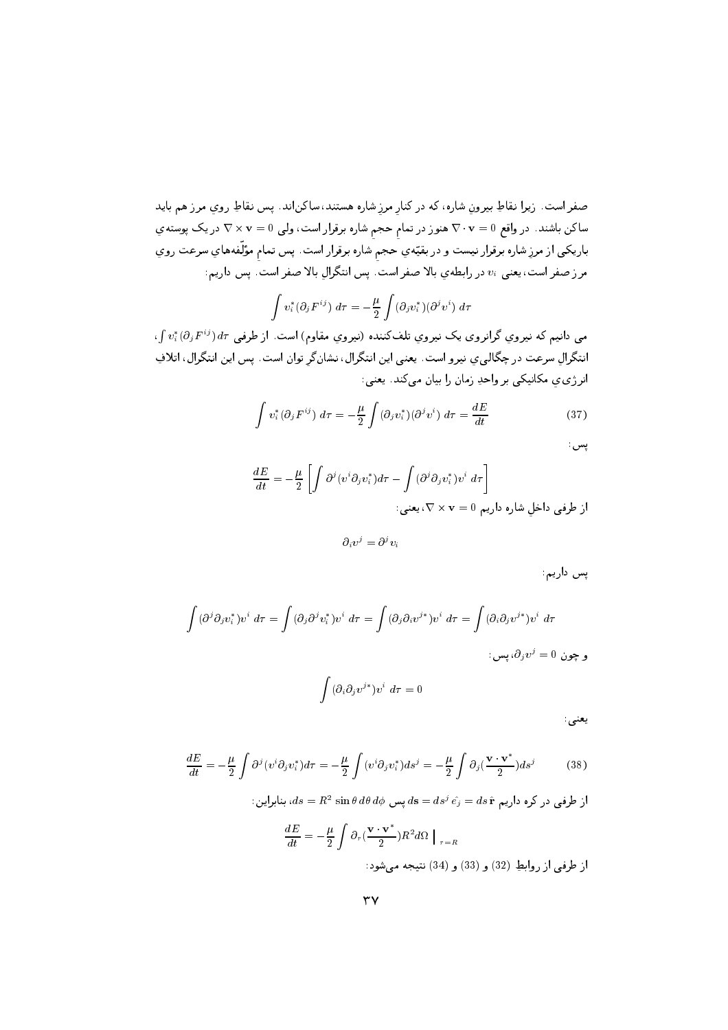صفر است. زیرا نقاطِ بیرونِ شاره، که در کنارِ مرزِ شاره هستند، ساکن‌اند. پس نقاطِ رویِ مرز هم باید ساکن باشند. در واقع $\nabla\cdot\mathbf{v}=0$ هنوز در تمامِ حجمِ شاره برقرار است، ولی $\nabla\times\mathbf{v}=0$ در یک پوسته‌یِ باریکی از مرزِ شاره برقرار نیست و در بقیّه‌یِ حجمِ شاره برقرار است. پس تمامِ مؤلّفه‌هایِ سرعت رویِ مرز صفر است، یعنی $v_i$ در رابطه‌یِ بالا صفر است. پس انتگرالِ بالا صفر است. پس داریم:

$$\int v_i^*(\partial_j F^{ij})\ d\tau=-\frac{\mu}{2}\int(\partial_j v_i^*)(\partial^j v^i)\ d\tau$$

می دانیم که نیرویِ گرانروی یک نیرویِ تلف‌کننده (نیرویِ مقاوم) است. از طرفی $\int v_i^*(\partial_j F^{ij})\,d\tau$، انتگرالِ سرعت در چگالی‌یِ نیرو است. یعنی این انتگرال، نشان‌گرِ توان است. پس این انتگرال، اتلافِ انرژی‌یِ مکانیکی بر واحدِ زمان را بیان می‌کند. یعنی:

$$\int v_i^*(\partial_j F^{ij})\ d\tau=-\frac{\mu}{2}\int(\partial_j v_i^*)(\partial^j v^i)\ d\tau=\frac{dE}{dt}\tag{37}$$

پس:

$$\frac{dE}{dt}=-\frac{\mu}{2}\left[\int\partial^j(v^i\partial_j v_i^*)d\tau-\int(\partial^j\partial_j v_i^*)v^i\ d\tau\right]$$

از طرفی داخلِ شاره داریم $\nabla\times\mathbf{v}=0$، یعنی:

$$\partial_i v^j=\partial^j v_i$$

پس داریم:

$$\int(\partial^j\partial_j v_i^*)v^i\ d\tau=\int(\partial_j\partial^j v_i^*)v^i\ d\tau=\int(\partial_j\partial_i v^{j*})v^i\ d\tau=\int(\partial_i\partial_j v^{j*})v^i\ d\tau$$

و چون $\partial_j v^j=0$، پس:

$$\int(\partial_i\partial_j v^{j*})v^i\ d\tau=0$$

یعنی:

$$\frac{dE}{dt}=-\frac{\mu}{2}\int\partial^j(v^i\partial_j v_i^*)d\tau=-\frac{\mu}{2}\int(v^i\partial_j v_i^*)ds^j=-\frac{\mu}{2}\int\partial_j(\frac{\mathbf{v}\cdot\mathbf{v}^*}{2})ds^j\tag{38}$$

از طرفی در کره داریم $\mathbf{ds}=ds^j\,\hat{e_j}=ds\,\hat{\mathbf{r}}$ پس $ds=R^2\sin\theta\,d\theta\,d\phi$، بنابراین:

$$\frac{dE}{dt}=-\frac{\mu}{2}\int\partial_r(\frac{\mathbf{v}\cdot\mathbf{v}^*}{2})R^2d\Omega\ \Big|_{r=R}$$

از طرفی از روابطِ (32) و (33) و (34) نتیجه می‌شود: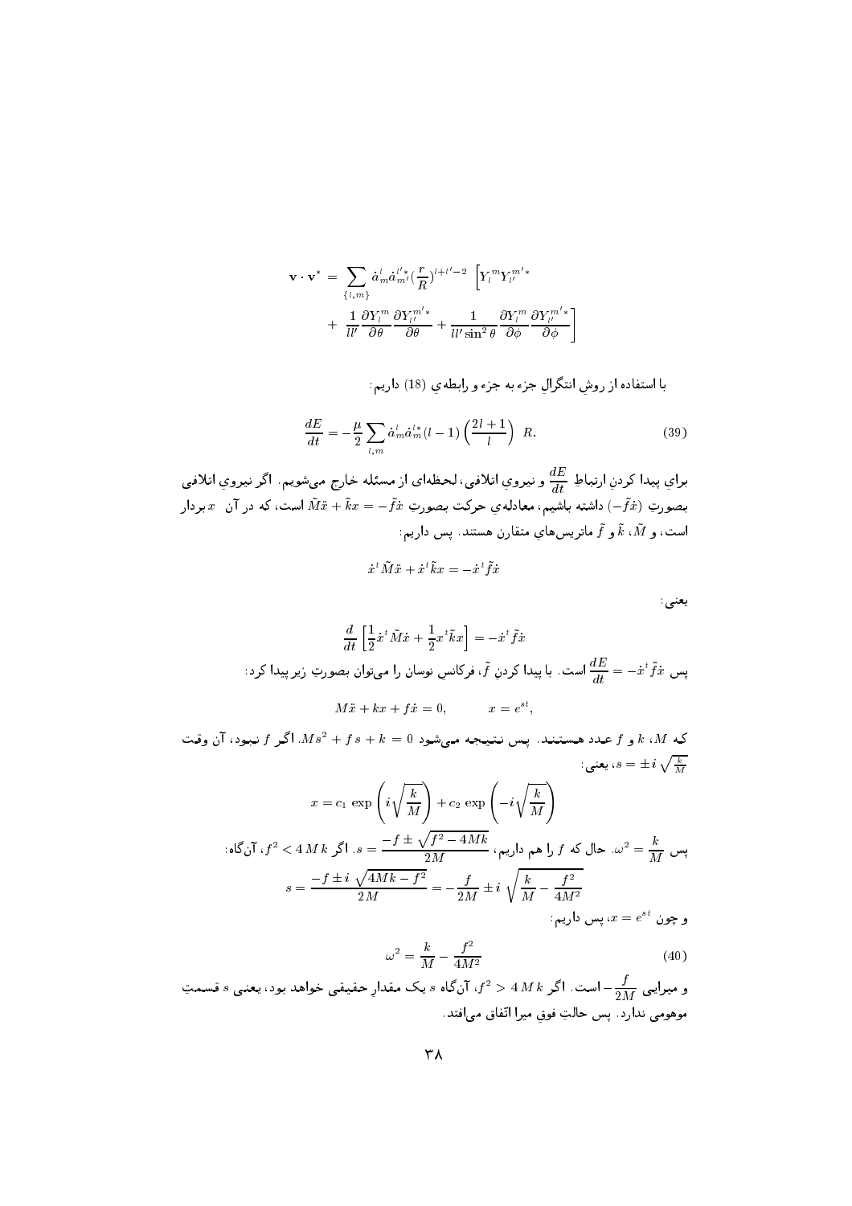$$\mathbf{v}\cdot\mathbf{v}^* = \sum_{\{l,m\}} \dot{a}^l_m \dot{a}^{l'*}_{m'} (\frac{r}{R})^{l+l'-2} \Big[ Y^m_l Y^{m'*}_{l'} + \frac{1}{ll'} \frac{\partial Y^m_l}{\partial\theta} \frac{\partial Y^{m'*}_{l'}}{\partial\theta} + \frac{1}{ll'\sin^2\theta} \frac{\partial Y^m_l}{\partial\phi} \frac{\partial Y^{m'*}_{l'}}{\partial\phi} \Big]$$

با استفاده از روشِ انتگرالِ جزء به جزء و رابطه‌ی (18) داریم:

$$\frac{dE}{dt} = -\frac{\mu}{2} \sum_{l,m} \dot{a}^l_m \dot{a}^{l*}_m (l-1) \left(\frac{2l+1}{l}\right) \; R. \tag{39}$$

برایِ پیدا کردنِ ارتباطِ $\frac{dE}{dt}$ و نیرویِ اتلافی، لحظه‌ای از مسئله خارج می‌شویم. اگر نیرویِ اتلافی بصورتِ $(-\tilde{f}\dot{x})$ داشته باشیم، معادله‌ی حرکت بصورتِ $\tilde{M}\ddot{x} + \tilde{k}x = -\tilde{f}\dot{x}$ است، که در آن $x$ بردار است، و $\tilde{M}$، $\tilde{k}$ و $\tilde{f}$ ماتریس‌هایِ متقارن هستند. پس داریم:

$$\dot{x}^t\tilde{M}\ddot{x} + \dot{x}^t\tilde{k}x = -\dot{x}^t\tilde{f}\dot{x}$$

یعنی:

$$\frac{d}{dt}\left[\frac{1}{2}\dot{x}^t\tilde{M}\dot{x} + \frac{1}{2}x^t\tilde{k}x\right] = -\dot{x}^t\tilde{f}\dot{x}$$

پس $\frac{dE}{dt} = -\dot{x}^t\tilde{f}\dot{x}$ است. با پیدا کردنِ $\tilde{f}$، فرکانسِ نوسان را می‌توان بصورتِ زیر پیدا کرد:

$$M\ddot{x} + kx + f\dot{x} = 0, \qquad x = e^{st},$$

که $M$، $k$ و $f$ عدد هستند. پس نتیجه می‌شود $Ms^2 + fs + k = 0$. اگر $f$ نبود، آن وقت $s = \pm i\sqrt{\frac{k}{M}}$، یعنی:

$$x = c_1 \exp\left(i\sqrt{\frac{k}{M}}\right) + c_2 \exp\left(-i\sqrt{\frac{k}{M}}\right)$$

پس $\omega^2 = \frac{k}{M}$. حال که $f$ را هم داریم، $s = \frac{-f \pm \sqrt{f^2 - 4Mk}}{2M}$. اگر $f^2 < 4Mk$، آن‌گاه:

$$s = \frac{-f \pm i\sqrt{4Mk - f^2}}{2M} = -\frac{f}{2M} \pm i\sqrt{\frac{k}{M} - \frac{f^2}{4M^2}}$$

و چون $x = e^{st}$، پس داریم:

$$\omega^2 = \frac{k}{M} - \frac{f^2}{4M^2} \tag{40}$$

و میرایی $-\frac{f}{2M}$ است. اگر $f^2 > 4Mk$، آن‌گاه $s$ یک مقدارِ حقیقی خواهد بود، یعنی $s$ قسمتِ موهومی ندارد. پس حالتِ فوق میرا اتفاق می‌افتد.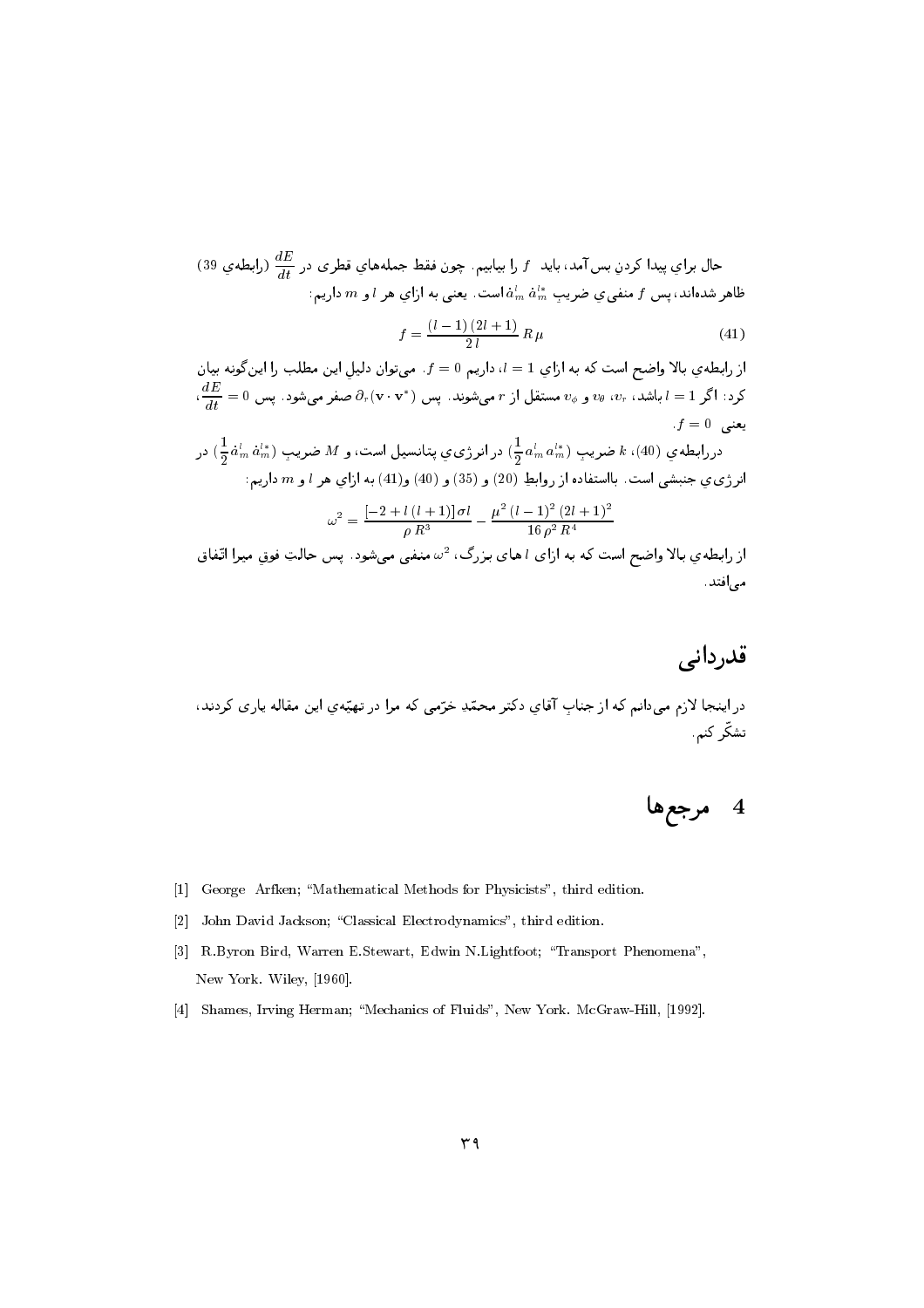حال براي پيدا کردنِ بس‌آمد، بايد $f$ را بيابيم. چون فقط جمله‌هاي قطري در $\frac{dE}{dt}$ (رابطه‌ي 39) ظاهر شده‌اند، پس $f$ منفيِ ضريبِ $\dot{a}^l_m\,\dot{a}^{l*}_m$ است. يعني به ازاي هر $l$ و $m$ داريم:

$$f = \frac{(l-1)\,(2l+1)}{2\,l}\,R\,\mu \tag{41}$$

از رابطه‌ي بالا واضح است که به ازاي $l=1$، داريم $f=0$. مي‌توان دليلِ اين مطلب را اين‌گونه بيان کرد: اگر $l=1$ باشد، $v_r$، $v_\theta$ و $v_\phi$ مستقل از $r$ مي‌شوند. پس $\partial_r(\mathbf{v}\cdot\mathbf{v}^*)$ صفر مي‌شود. پس $\frac{dE}{dt}=0$، يعني $f=0$.

دررابطه‌ي (40)، $k$ ضريبِ $(\frac{1}{2}\,a^l_m\,a^{l*}_m)$ در انرژيِ پتانسيل است، و $M$ ضريبِ $(\frac{1}{2}\,\dot{a}^l_m\,\dot{a}^{l*}_m)$ در انرژيِ جنبشي است. بااستفاده از روابطِ (20) و (35) و (40) و(41) به ازاي هر $l$ و $m$ داريم:

$$\omega^2 = \frac{[-2+l\,(l+1)]\,\sigma l}{\rho\,R^3} - \frac{\mu^2\,(l-1)^2\,(2l+1)^2}{16\,\rho^2\,R^4}$$

از رابطه‌ي بالا واضح است که به ازاي $l$ هاي بزرگ، $\omega^2$ منفي مي‌شود. پس حالتِ فوقِ ميرا اتّفاق مي‌افتد.

## قدرداني

در اينجا لازم مي‌دانم که از جنابِ آقاي دکتر محمّدِ خرّمي که مرا در تهيّه‌ي اين مقاله ياري کردند، تشکّر کنم.

# 4 مرجع‌ها

[1] George Arfken; "Mathematical Methods for Physicists", third edition.

[2] John David Jackson; "Classical Electrodynamics", third edition.

[3] R.Byron Bird, Warren E.Stewart, Edwin N.Lightfoot; "Transport Phenomena", New York. Wiley, [1960].

[4] Shames, Irving Herman; "Mechanics of Fluids", New York. McGraw-Hill, [1992].